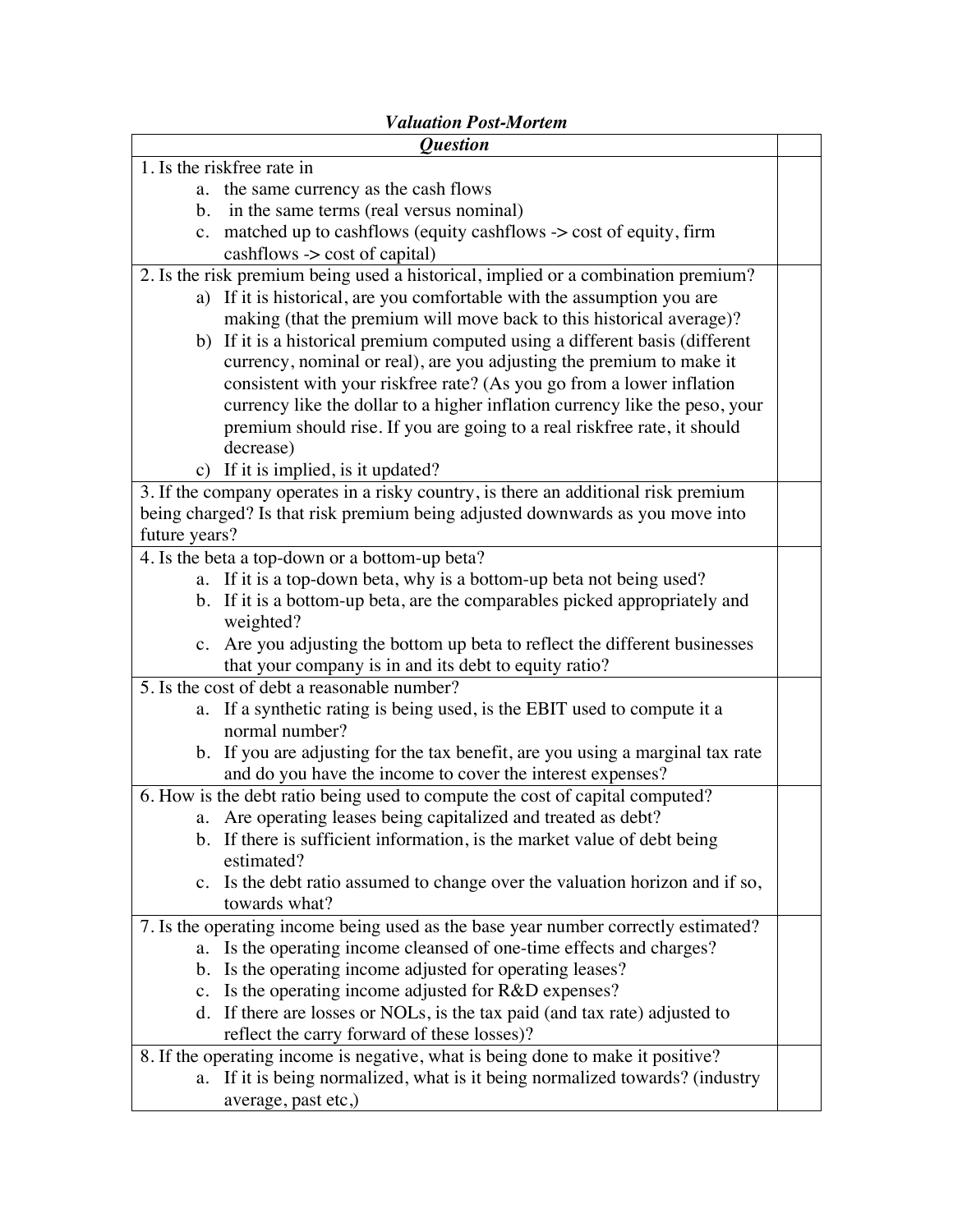***Valuation Post-Mortem***

| ***Question*** | |
|---|---|
| 1. Is the riskfree rate in<br>a. the same currency as the cash flows<br>b. in the same terms (real versus nominal)<br>c. matched up to cashflows (equity cashflows -> cost of equity, firm cashflows -> cost of capital) | |
| 2. Is the risk premium being used a historical, implied or a combination premium?<br>a) If it is historical, are you comfortable with the assumption you are making (that the premium will move back to this historical average)?<br>b) If it is a historical premium computed using a different basis (different currency, nominal or real), are you adjusting the premium to make it consistent with your riskfree rate? (As you go from a lower inflation currency like the dollar to a higher inflation currency like the peso, your premium should rise. If you are going to a real riskfree rate, it should decrease)<br>c) If it is implied, is it updated? | |
| 3. If the company operates in a risky country, is there an additional risk premium being charged? Is that risk premium being adjusted downwards as you move into future years? | |
| 4. Is the beta a top-down or a bottom-up beta?<br>a. If it is a top-down beta, why is a bottom-up beta not being used?<br>b. If it is a bottom-up beta, are the comparables picked appropriately and weighted?<br>c. Are you adjusting the bottom up beta to reflect the different businesses that your company is in and its debt to equity ratio? | |
| 5. Is the cost of debt a reasonable number?<br>a. If a synthetic rating is being used, is the EBIT used to compute it a normal number?<br>b. If you are adjusting for the tax benefit, are you using a marginal tax rate and do you have the income to cover the interest expenses? | |
| 6. How is the debt ratio being used to compute the cost of capital computed?<br>a. Are operating leases being capitalized and treated as debt?<br>b. If there is sufficient information, is the market value of debt being estimated?<br>c. Is the debt ratio assumed to change over the valuation horizon and if so, towards what? | |
| 7. Is the operating income being used as the base year number correctly estimated?<br>a. Is the operating income cleansed of one-time effects and charges?<br>b. Is the operating income adjusted for operating leases?<br>c. Is the operating income adjusted for R&D expenses?<br>d. If there are losses or NOLs, is the tax paid (and tax rate) adjusted to reflect the carry forward of these losses)? | |
| 8. If the operating income is negative, what is being done to make it positive?<br>a. If it is being normalized, what is it being normalized towards? (industry average, past etc,) | |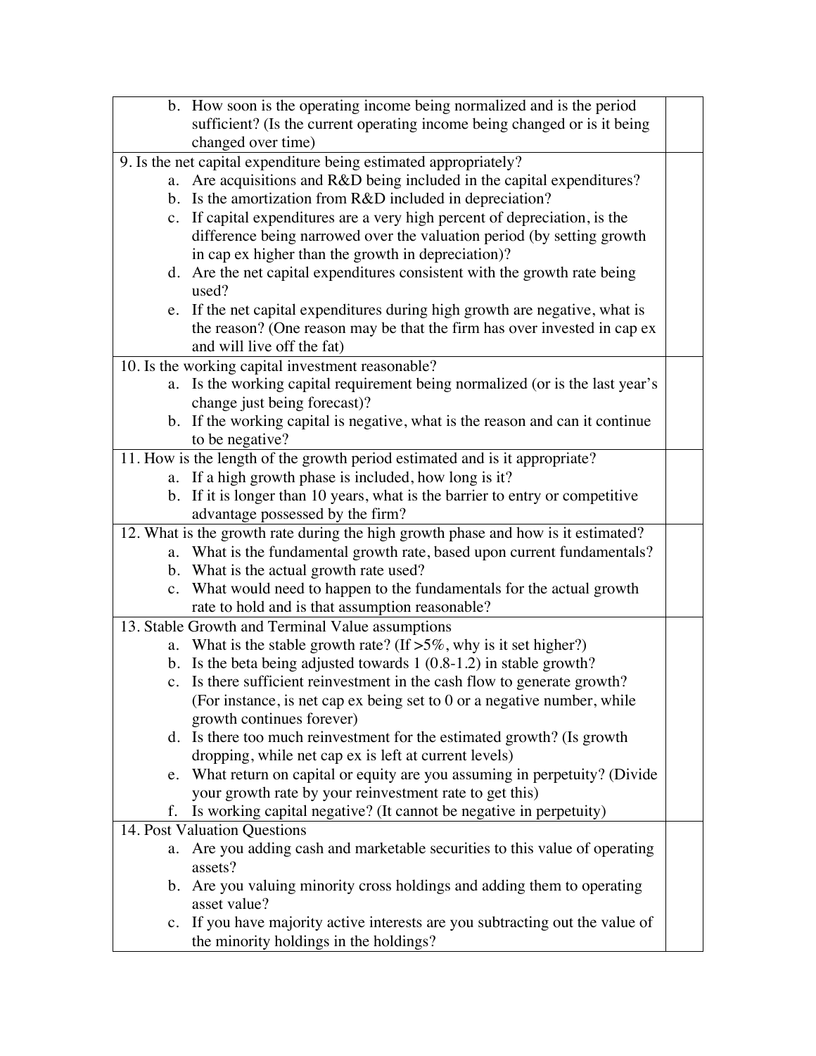| | |
|---|---|
| b. How soon is the operating income being normalized and is the period sufficient? (Is the current operating income being changed or is it being changed over time) | |
| 9. Is the net capital expenditure being estimated appropriately?<br>a. Are acquisitions and R&D being included in the capital expenditures?<br>b. Is the amortization from R&D included in depreciation?<br>c. If capital expenditures are a very high percent of depreciation, is the difference being narrowed over the valuation period (by setting growth in cap ex higher than the growth in depreciation)?<br>d. Are the net capital expenditures consistent with the growth rate being used?<br>e. If the net capital expenditures during high growth are negative, what is the reason? (One reason may be that the firm has over invested in cap ex and will live off the fat) | |
| 10. Is the working capital investment reasonable?<br>a. Is the working capital requirement being normalized (or is the last year's change just being forecast)?<br>b. If the working capital is negative, what is the reason and can it continue to be negative? | |
| 11. How is the length of the growth period estimated and is it appropriate?<br>a. If a high growth phase is included, how long is it?<br>b. If it is longer than 10 years, what is the barrier to entry or competitive advantage possessed by the firm? | |
| 12. What is the growth rate during the high growth phase and how is it estimated?<br>a. What is the fundamental growth rate, based upon current fundamentals?<br>b. What is the actual growth rate used?<br>c. What would need to happen to the fundamentals for the actual growth rate to hold and is that assumption reasonable? | |
| 13. Stable Growth and Terminal Value assumptions<br>a. What is the stable growth rate? (If >5%, why is it set higher?)<br>b. Is the beta being adjusted towards 1 (0.8-1.2) in stable growth?<br>c. Is there sufficient reinvestment in the cash flow to generate growth? (For instance, is net cap ex being set to 0 or a negative number, while growth continues forever)<br>d. Is there too much reinvestment for the estimated growth? (Is growth dropping, while net cap ex is left at current levels)<br>e. What return on capital or equity are you assuming in perpetuity? (Divide your growth rate by your reinvestment rate to get this)<br>f. Is working capital negative? (It cannot be negative in perpetuity) | |
| 14. Post Valuation Questions<br>a. Are you adding cash and marketable securities to this value of operating assets?<br>b. Are you valuing minority cross holdings and adding them to operating asset value?<br>c. If you have majority active interests are you subtracting out the value of the minority holdings in the holdings? | |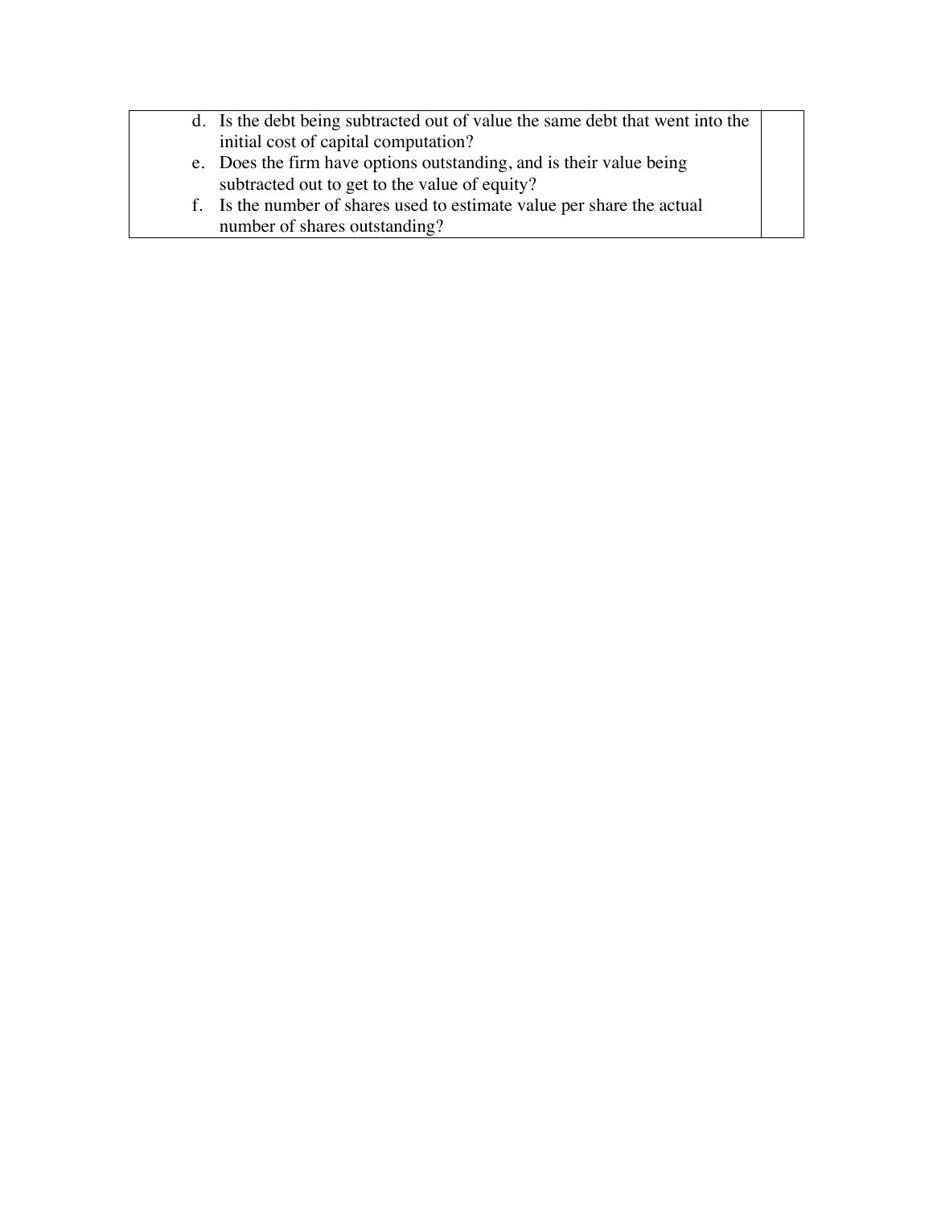| | |
|---|---|
| d. Is the debt being subtracted out of value the same debt that went into the initial cost of capital computation?<br>e. Does the firm have options outstanding, and is their value being subtracted out to get to the value of equity?<br>f. Is the number of shares used to estimate value per share the actual number of shares outstanding? | |